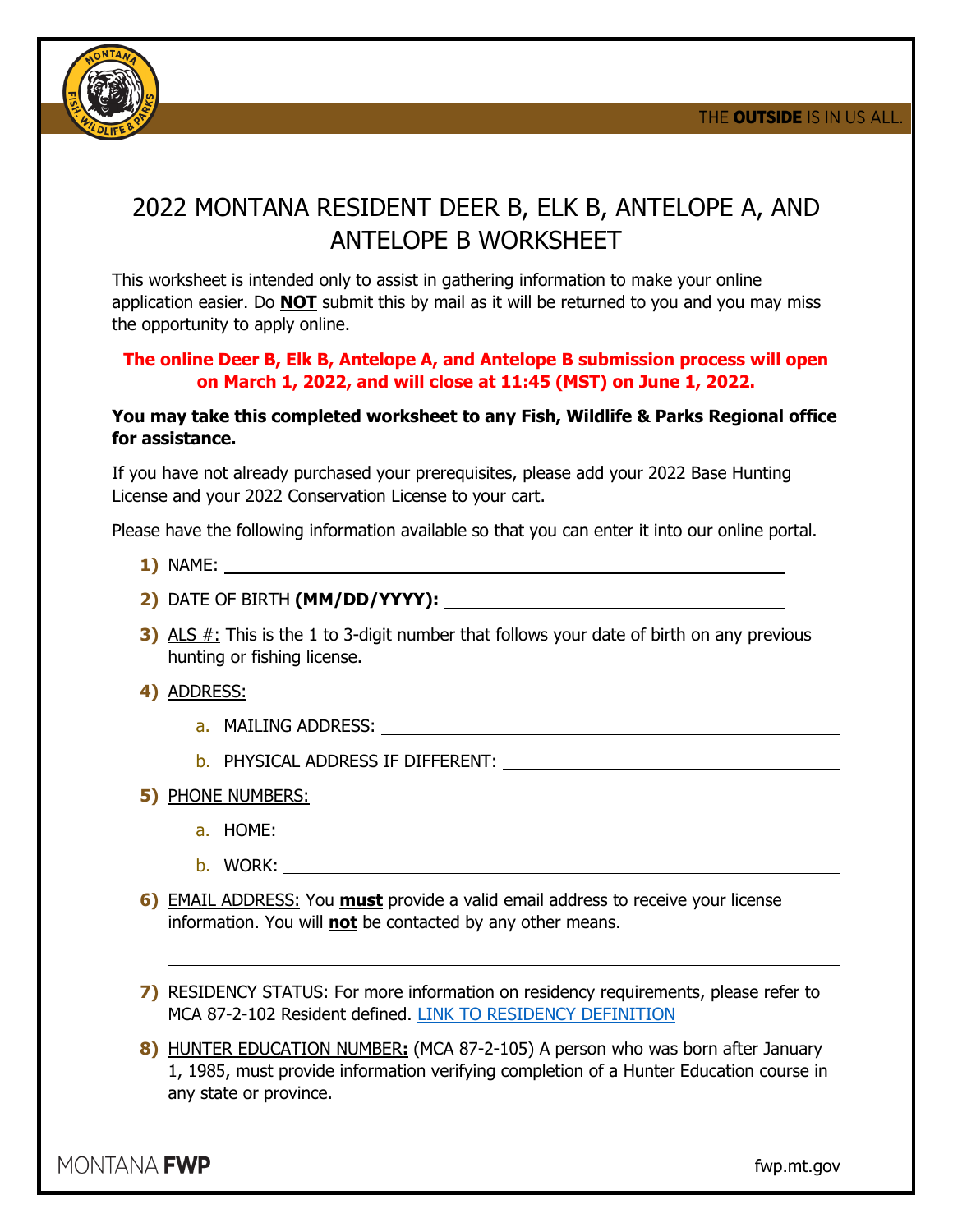# 2022 MONTANA RESIDENT DEER B, ELK B, ANTELOPE A, AND ANTELOPE B WORKSHEET

This worksheet is intended only to assist in gathering information to make your online application easier. Do **NOT** submit this by mail as it will be returned to you and you may miss the opportunity to apply online.

**The online Deer B, Elk B, Antelope A, and Antelope B submission process will open on March 1, 2022, and will close at 11:45 (MST) on June 1, 2022.**

**You may take this completed worksheet to any Fish, Wildlife & Parks Regional office for assistance.**

If you have not already purchased your prerequisites, please add your 2022 Base Hunting License and your 2022 Conservation License to your cart.

Please have the following information available so that you can enter it into our online portal.

1) NAME: ______________________________

2) DATE OF BIRTH **(MM/DD/YYYY):** ______________________________

3) ALS #: This is the 1 to 3-digit number that follows your date of birth on any previous hunting or fishing license.

4) ADDRESS:
   a. MAILING ADDRESS: ______________________________
   b. PHYSICAL ADDRESS IF DIFFERENT: ______________________________

5) PHONE NUMBERS:
   a. HOME: ______________________________
   b. WORK: ______________________________

6) EMAIL ADDRESS: You **must** provide a valid email address to receive your license information. You will **not** be contacted by any other means.

   ______________________________

7) RESIDENCY STATUS: For more information on residency requirements, please refer to MCA 87-2-102 Resident defined. LINK TO RESIDENCY DEFINITION

8) HUNTER EDUCATION NUMBER**:** (MCA 87-2-105) A person who was born after January 1, 1985, must provide information verifying completion of a Hunter Education course in any state or province.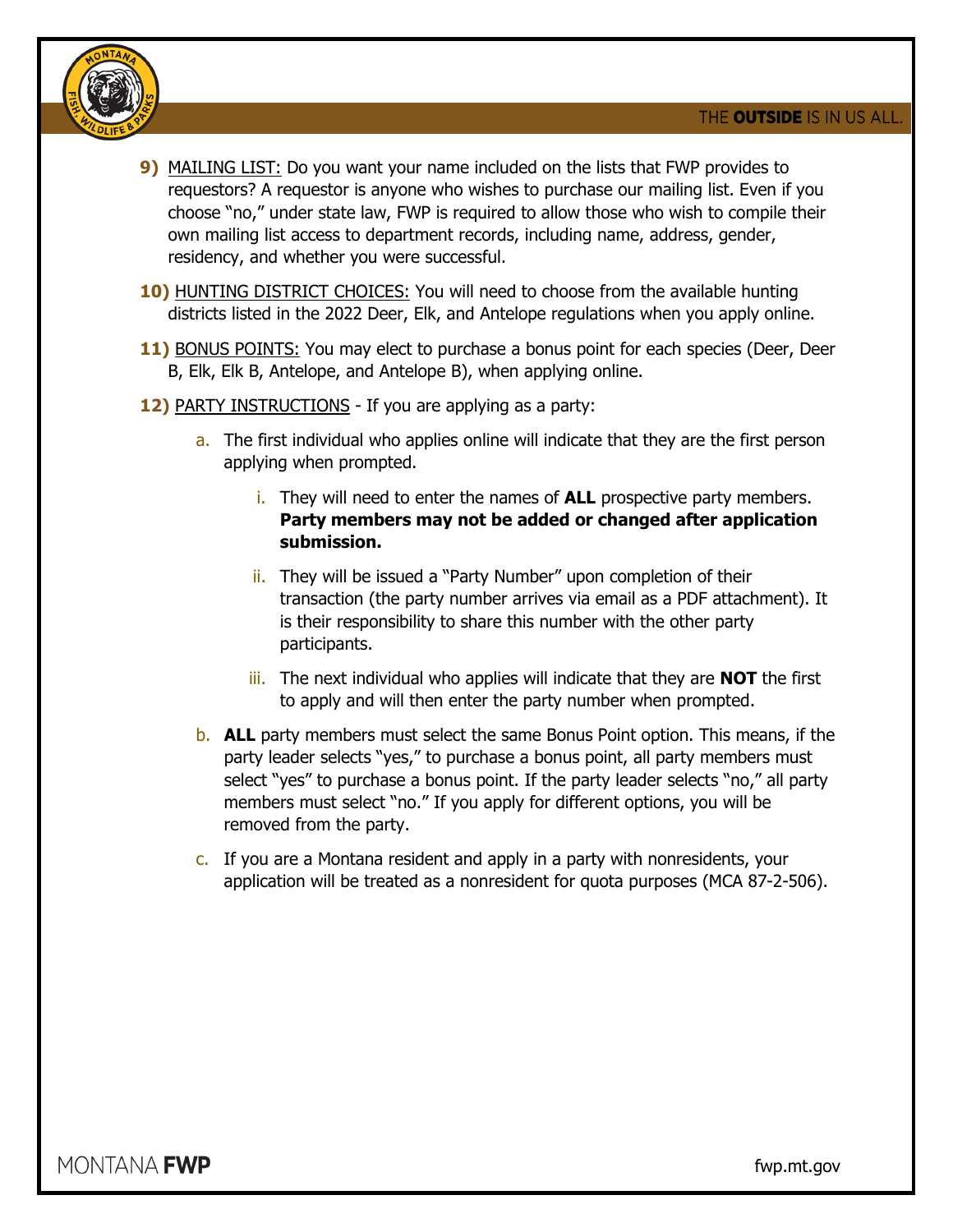9) <u>MAILING LIST:</u> Do you want your name included on the lists that FWP provides to requestors? A requestor is anyone who wishes to purchase our mailing list. Even if you choose "no," under state law, FWP is required to allow those who wish to compile their own mailing list access to department records, including name, address, gender, residency, and whether you were successful.

10) <u>HUNTING DISTRICT CHOICES:</u> You will need to choose from the available hunting districts listed in the 2022 Deer, Elk, and Antelope regulations when you apply online.

11) <u>BONUS POINTS:</u> You may elect to purchase a bonus point for each species (Deer, Deer B, Elk, Elk B, Antelope, and Antelope B), when applying online.

12) <u>PARTY INSTRUCTIONS</u> - If you are applying as a party:

   a. The first individual who applies online will indicate that they are the first person applying when prompted.

      i. They will need to enter the names of **ALL** prospective party members. **Party members may not be added or changed after application submission.**

      ii. They will be issued a "Party Number" upon completion of their transaction (the party number arrives via email as a PDF attachment). It is their responsibility to share this number with the other party participants.

      iii. The next individual who applies will indicate that they are **NOT** the first to apply and will then enter the party number when prompted.

   b. **ALL** party members must select the same Bonus Point option. This means, if the party leader selects "yes," to purchase a bonus point, all party members must select "yes" to purchase a bonus point. If the party leader selects "no," all party members must select "no." If you apply for different options, you will be removed from the party.

   c. If you are a Montana resident and apply in a party with nonresidents, your application will be treated as a nonresident for quota purposes (MCA 87-2-506).